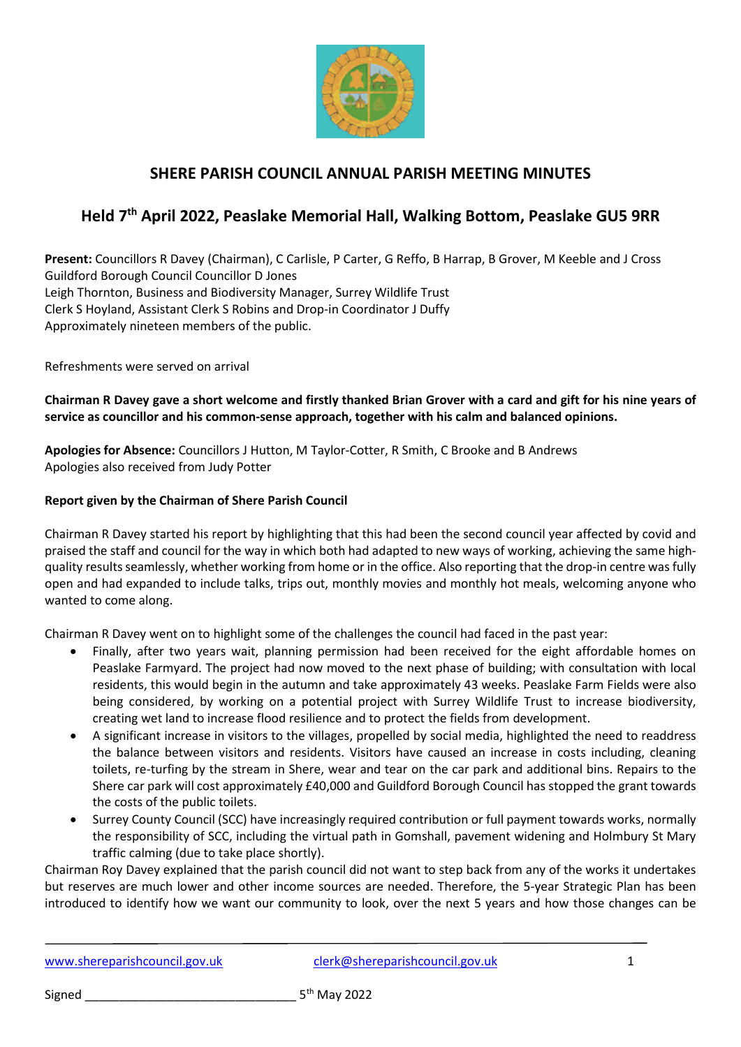# SHERE PARISH COUNCIL ANNUAL PARISH MEETING MINUTES

## Held 7th April 2022, Peaslake Memorial Hall, Walking Bottom, Peaslake GU5 9RR

**Present:** Councillors R Davey (Chairman), C Carlisle, P Carter, G Reffo, B Harrap, B Grover, M Keeble and J Cross
Guildford Borough Council Councillor D Jones
Leigh Thornton, Business and Biodiversity Manager, Surrey Wildlife Trust
Clerk S Hoyland, Assistant Clerk S Robins and Drop-in Coordinator J Duffy
Approximately nineteen members of the public.

Refreshments were served on arrival

**Chairman R Davey gave a short welcome and firstly thanked Brian Grover with a card and gift for his nine years of service as councillor and his common-sense approach, together with his calm and balanced opinions.**

**Apologies for Absence:** Councillors J Hutton, M Taylor-Cotter, R Smith, C Brooke and B Andrews
Apologies also received from Judy Potter

**Report given by the Chairman of Shere Parish Council**

Chairman R Davey started his report by highlighting that this had been the second council year affected by covid and praised the staff and council for the way in which both had adapted to new ways of working, achieving the same high-quality results seamlessly, whether working from home or in the office. Also reporting that the drop-in centre was fully open and had expanded to include talks, trips out, monthly movies and monthly hot meals, welcoming anyone who wanted to come along.

Chairman R Davey went on to highlight some of the challenges the council had faced in the past year:

- Finally, after two years wait, planning permission had been received for the eight affordable homes on Peaslake Farmyard. The project had now moved to the next phase of building; with consultation with local residents, this would begin in the autumn and take approximately 43 weeks. Peaslake Farm Fields were also being considered, by working on a potential project with Surrey Wildlife Trust to increase biodiversity, creating wet land to increase flood resilience and to protect the fields from development.
- A significant increase in visitors to the villages, propelled by social media, highlighted the need to readdress the balance between visitors and residents. Visitors have caused an increase in costs including, cleaning toilets, re-turfing by the stream in Shere, wear and tear on the car park and additional bins. Repairs to the Shere car park will cost approximately £40,000 and Guildford Borough Council has stopped the grant towards the costs of the public toilets.
- Surrey County Council (SCC) have increasingly required contribution or full payment towards works, normally the responsibility of SCC, including the virtual path in Gomshall, pavement widening and Holmbury St Mary traffic calming (due to take place shortly).

Chairman Roy Davey explained that the parish council did not want to step back from any of the works it undertakes but reserves are much lower and other income sources are needed. Therefore, the 5-year Strategic Plan has been introduced to identify how we want our community to look, over the next 5 years and how those changes can be

www.shereparishcouncil.gov.uk clerk@shereparishcouncil.gov.uk

Signed ______________________________ 5th May 2022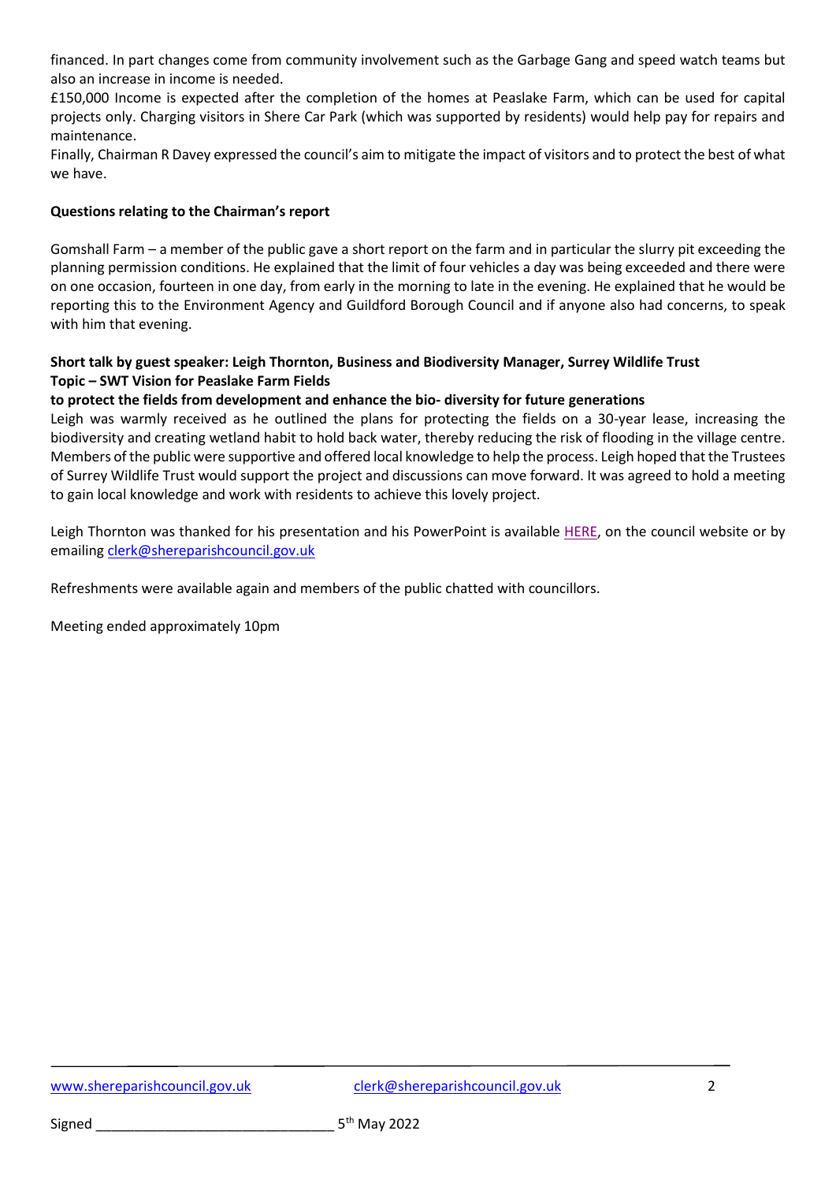financed. In part changes come from community involvement such as the Garbage Gang and speed watch teams but also an increase in income is needed.

£150,000 Income is expected after the completion of the homes at Peaslake Farm, which can be used for capital projects only. Charging visitors in Shere Car Park (which was supported by residents) would help pay for repairs and maintenance.

Finally, Chairman R Davey expressed the council's aim to mitigate the impact of visitors and to protect the best of what we have.

**Questions relating to the Chairman's report**

Gomshall Farm – a member of the public gave a short report on the farm and in particular the slurry pit exceeding the planning permission conditions. He explained that the limit of four vehicles a day was being exceeded and there were on one occasion, fourteen in one day, from early in the morning to late in the evening. He explained that he would be reporting this to the Environment Agency and Guildford Borough Council and if anyone also had concerns, to speak with him that evening.

**Short talk by guest speaker: Leigh Thornton, Business and Biodiversity Manager, Surrey Wildlife Trust**
**Topic – SWT Vision for Peaslake Farm Fields**
**to protect the fields from development and enhance the bio- diversity for future generations**

Leigh was warmly received as he outlined the plans for protecting the fields on a 30-year lease, increasing the biodiversity and creating wetland habit to hold back water, thereby reducing the risk of flooding in the village centre. Members of the public were supportive and offered local knowledge to help the process. Leigh hoped that the Trustees of Surrey Wildlife Trust would support the project and discussions can move forward. It was agreed to hold a meeting to gain local knowledge and work with residents to achieve this lovely project.

Leigh Thornton was thanked for his presentation and his PowerPoint is available HERE, on the council website or by emailing clerk@shereparishcouncil.gov.uk

Refreshments were available again and members of the public chatted with councillors.

Meeting ended approximately 10pm

Signed ______________________________ 5th May 2022